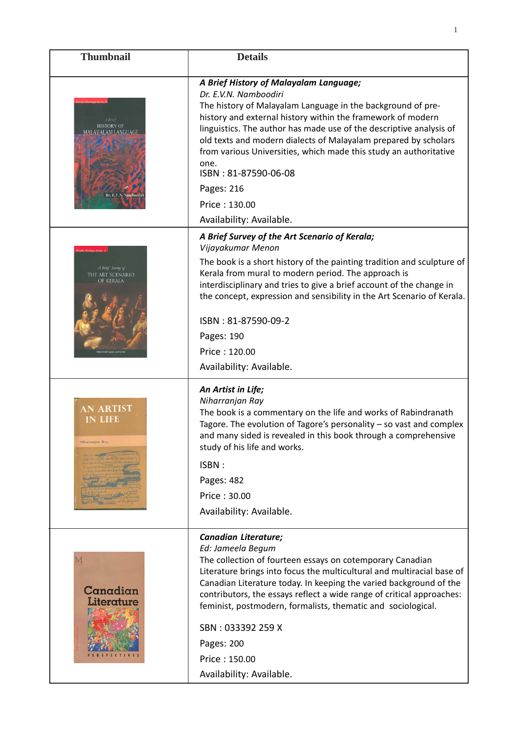| Thumbnail | Details |
|---|---|
| | ***A Brief History of Malayalam Language;***<br>*Dr. E.V.N. Namboodiri*<br>The history of Malayalam Language in the background of pre-history and external history within the framework of modern linguistics. The author has made use of the descriptive analysis of old texts and modern dialects of Malayalam prepared by scholars from various Universities, which made this study an authoritative one.<br>ISBN : 81-87590-06-08<br>Pages: 216<br>Price : 130.00<br>Availability: Available. |
| | ***A Brief Survey of the Art Scenario of Kerala;***<br>*Vijayakumar Menon*<br>The book is a short history of the painting tradition and sculpture of Kerala from mural to modern period. The approach is interdisciplinary and tries to give a brief account of the change in the concept, expression and sensibility in the Art Scenario of Kerala.<br>ISBN : 81-87590-09-2<br>Pages: 190<br>Price : 120.00<br>Availability: Available. |
| | ***An Artist in Life;***<br>*Niharranjan Ray*<br>The book is a commentary on the life and works of Rabindranath Tagore. The evolution of Tagore's personality – so vast and complex and many sided is revealed in this book through a comprehensive study of his life and works.<br>ISBN :<br>Pages: 482<br>Price : 30.00<br>Availability: Available. |
| | ***Canadian Literature;***<br>*Ed: Jameela Begum*<br>The collection of fourteen essays on cotemporary Canadian Literature brings into focus the multicultural and multiracial base of Canadian Literature today. In keeping the varied background of the contributors, the essays reflect a wide range of critical approaches: feminist, postmodern, formalists, thematic and sociological.<br>SBN : 033392 259 X<br>Pages: 200<br>Price : 150.00<br>Availability: Available. |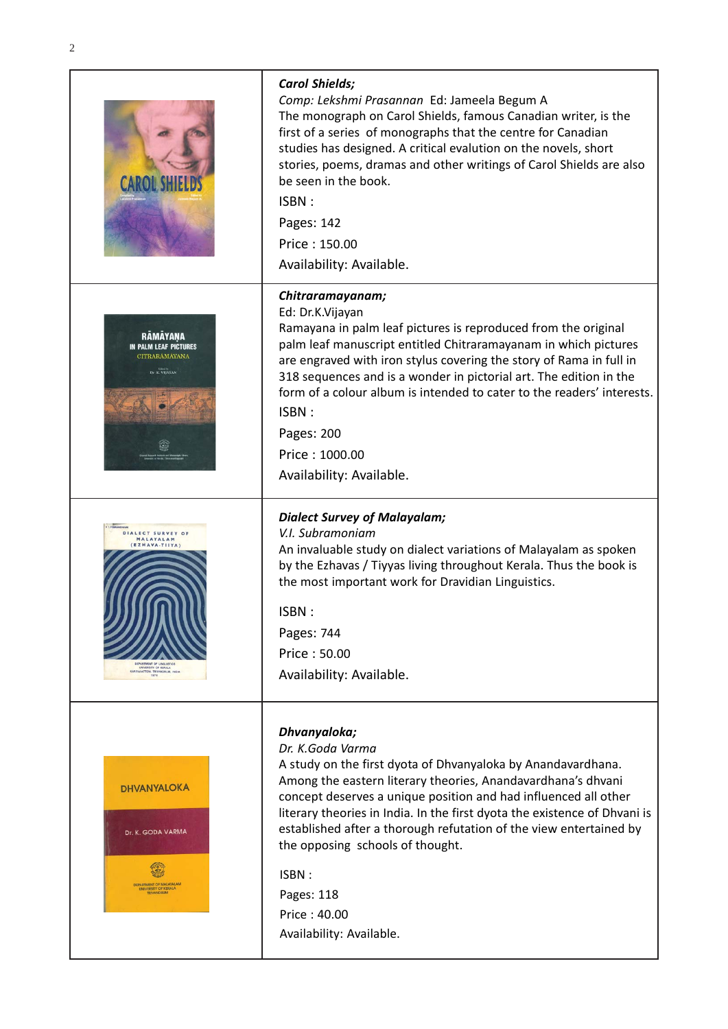***Carol Shields;***
*Comp: Lekshmi Prasannan* Ed: Jameela Begum A
The monograph on Carol Shields, famous Canadian writer, is the first of a series of monographs that the centre for Canadian studies has designed. A critical evalution on the novels, short stories, poems, dramas and other writings of Carol Shields are also be seen in the book.

ISBN :

Pages: 142

Price : 150.00

Availability: Available.

***Chitraramayanam;***
Ed: Dr.K.Vijayan
Ramayana in palm leaf pictures is reproduced from the original palm leaf manuscript entitled Chitraramayanam in which pictures are engraved with iron stylus covering the story of Rama in full in 318 sequences and is a wonder in pictorial art. The edition in the form of a colour album is intended to cater to the readers' interests.

ISBN :

Pages: 200

Price : 1000.00

Availability: Available.

***Dialect Survey of Malayalam;***
*V.I. Subramoniam*
An invaluable study on dialect variations of Malayalam as spoken by the Ezhavas / Tiyyas living throughout Kerala. Thus the book is the most important work for Dravidian Linguistics.

ISBN :

Pages: 744

Price : 50.00

Availability: Available.

***Dhvanyaloka;***
*Dr. K.Goda Varma*
A study on the first dyota of Dhvanyaloka by Anandavardhana. Among the eastern literary theories, Anandavardhana's dhvani concept deserves a unique position and had influenced all other literary theories in India. In the first dyota the existence of Dhvani is established after a thorough refutation of the view entertained by the opposing schools of thought.

ISBN :

Pages: 118

Price : 40.00

Availability: Available.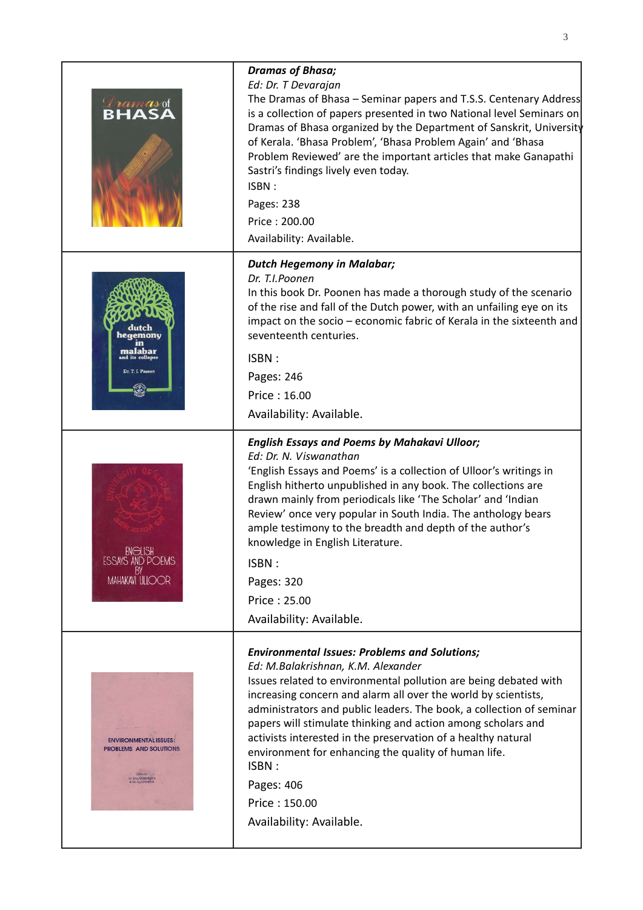| | |
|---|---|
| | ***Dramas of Bhasa;*** *Ed: Dr. T Devarajan* The Dramas of Bhasa – Seminar papers and T.S.S. Centenary Address is a collection of papers presented in two National level Seminars on Dramas of Bhasa organized by the Department of Sanskrit, University of Kerala. 'Bhasa Problem', 'Bhasa Problem Again' and 'Bhasa Problem Reviewed' are the important articles that make Ganapathi Sastri's findings lively even today. ISBN : Pages: 238 Price : 200.00 Availability: Available. |
| | ***Dutch Hegemony in Malabar;*** *Dr. T.I.Poonen* In this book Dr. Poonen has made a thorough study of the scenario of the rise and fall of the Dutch power, with an unfailing eye on its impact on the socio – economic fabric of Kerala in the sixteenth and seventeenth centuries. ISBN : Pages: 246 Price : 16.00 Availability: Available. |
| | ***English Essays and Poems by Mahakavi Ulloor;*** *Ed: Dr. N. Viswanathan* 'English Essays and Poems' is a collection of Ulloor's writings in English hitherto unpublished in any book. The collections are drawn mainly from periodicals like 'The Scholar' and 'Indian Review' once very popular in South India. The anthology bears ample testimony to the breadth and depth of the author's knowledge in English Literature. ISBN : Pages: 320 Price : 25.00 Availability: Available. |
| | ***Environmental Issues: Problems and Solutions;*** *Ed: M.Balakrishnan, K.M. Alexander* Issues related to environmental pollution are being debated with increasing concern and alarm all over the world by scientists, administrators and public leaders. The book, a collection of seminar papers will stimulate thinking and action among scholars and activists interested in the preservation of a healthy natural environment for enhancing the quality of human life. ISBN : Pages: 406 Price : 150.00 Availability: Available. |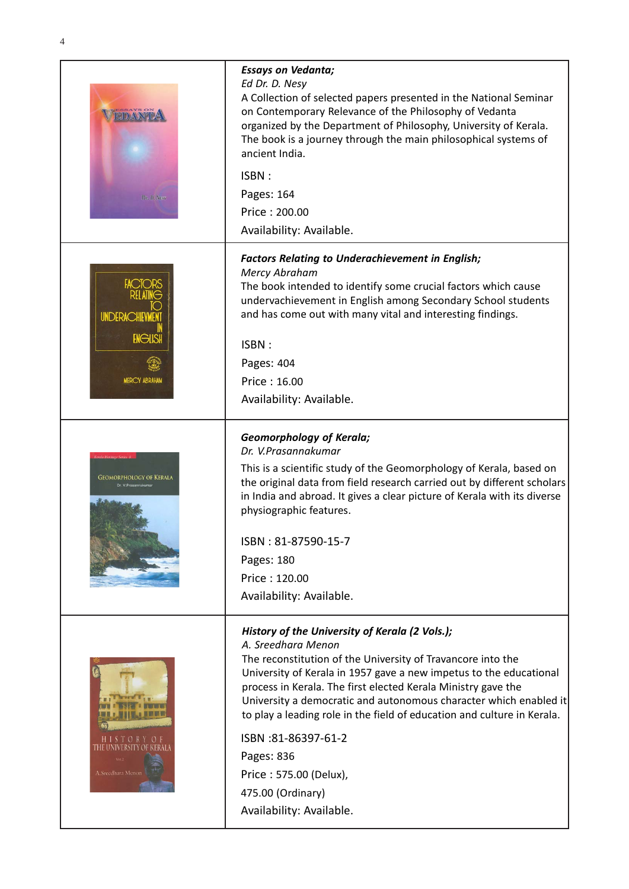***Essays on Vedanta;***
*Ed Dr. D. Nesy*
A Collection of selected papers presented in the National Seminar on Contemporary Relevance of the Philosophy of Vedanta organized by the Department of Philosophy, University of Kerala. The book is a journey through the main philosophical systems of ancient India.

ISBN :

Pages: 164

Price : 200.00

Availability: Available.

***Factors Relating to Underachievement in English;***
*Mercy Abraham*
The book intended to identify some crucial factors which cause undervachievement in English among Secondary School students and has come out with many vital and interesting findings.

ISBN :

Pages: 404

Price : 16.00

Availability: Available.

***Geomorphology of Kerala;***
*Dr. V.Prasannakumar*
This is a scientific study of the Geomorphology of Kerala, based on the original data from field research carried out by different scholars in India and abroad. It gives a clear picture of Kerala with its diverse physiographic features.

ISBN : 81-87590-15-7

Pages: 180

Price : 120.00

Availability: Available.

***History of the University of Kerala (2 Vols.);***
*A. Sreedhara Menon*
The reconstitution of the University of Travancore into the University of Kerala in 1957 gave a new impetus to the educational process in Kerala. The first elected Kerala Ministry gave the University a democratic and autonomous character which enabled it to play a leading role in the field of education and culture in Kerala.

ISBN :81-86397-61-2

Pages: 836

Price : 575.00 (Delux),

475.00 (Ordinary)

Availability: Available.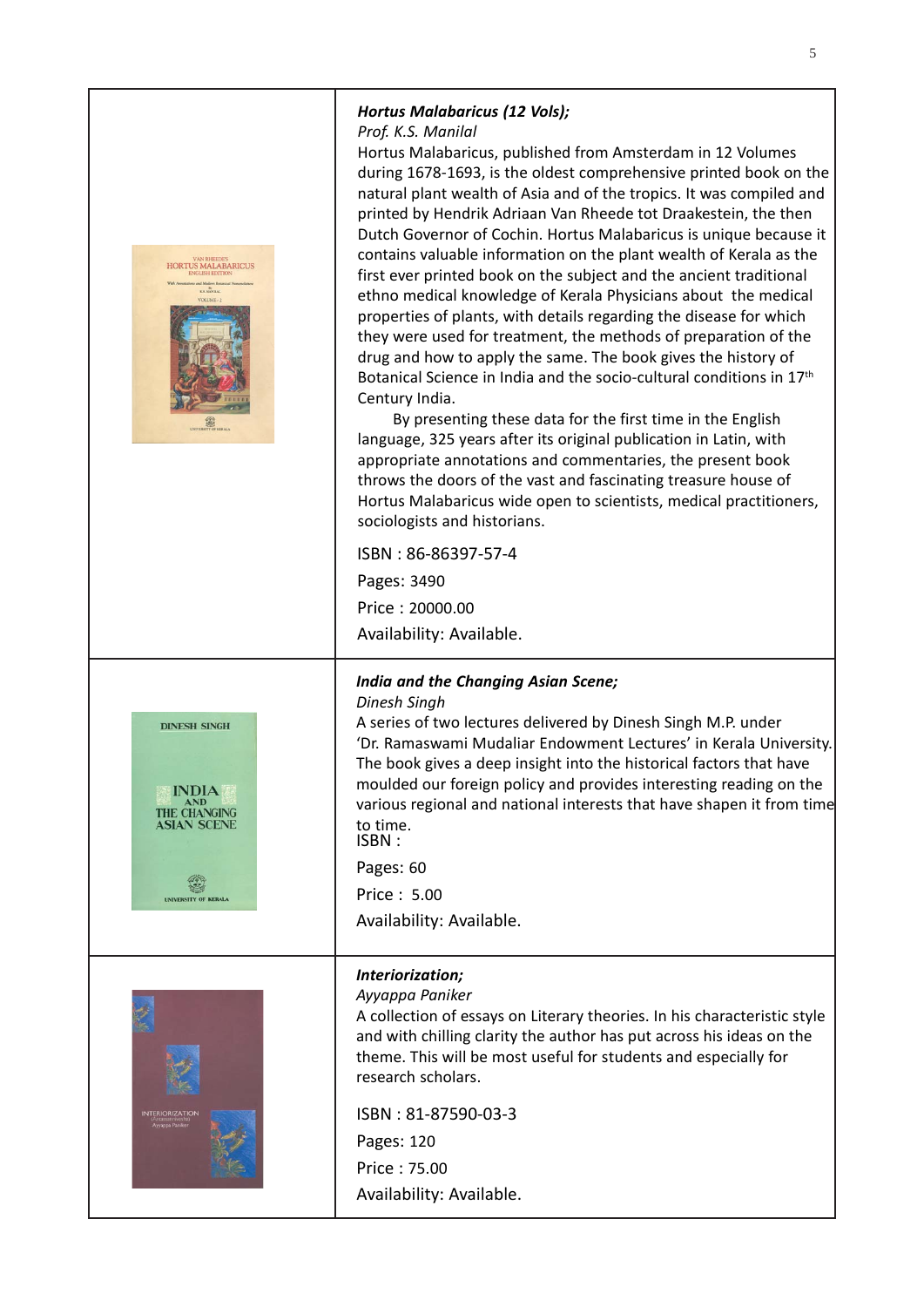***Hortus Malabaricus (12 Vols);***
*Prof. K.S. Manilal*
Hortus Malabaricus, published from Amsterdam in 12 Volumes during 1678-1693, is the oldest comprehensive printed book on the natural plant wealth of Asia and of the tropics. It was compiled and printed by Hendrik Adriaan Van Rheede tot Draakestein, the then Dutch Governor of Cochin. Hortus Malabaricus is unique because it contains valuable information on the plant wealth of Kerala as the first ever printed book on the subject and the ancient traditional ethno medical knowledge of Kerala Physicians about the medical properties of plants, with details regarding the disease for which they were used for treatment, the methods of preparation of the drug and how to apply the same. The book gives the history of Botanical Science in India and the socio-cultural conditions in 17th Century India.

By presenting these data for the first time in the English language, 325 years after its original publication in Latin, with appropriate annotations and commentaries, the present book throws the doors of the vast and fascinating treasure house of Hortus Malabaricus wide open to scientists, medical practitioners, sociologists and historians.

ISBN : 86-86397-57-4

Pages: 3490

Price : 20000.00

Availability: Available.

***India and the Changing Asian Scene;***
*Dinesh Singh*
A series of two lectures delivered by Dinesh Singh M.P. under 'Dr. Ramaswami Mudaliar Endowment Lectures' in Kerala University. The book gives a deep insight into the historical factors that have moulded our foreign policy and provides interesting reading on the various regional and national interests that have shapen it from time to time.

ISBN :

Pages: 60

Price : 5.00

Availability: Available.

***Interiorization;***
*Ayyappa Paniker*
A collection of essays on Literary theories. In his characteristic style and with chilling clarity the author has put across his ideas on the theme. This will be most useful for students and especially for research scholars.

ISBN : 81-87590-03-3

Pages: 120

Price : 75.00

Availability: Available.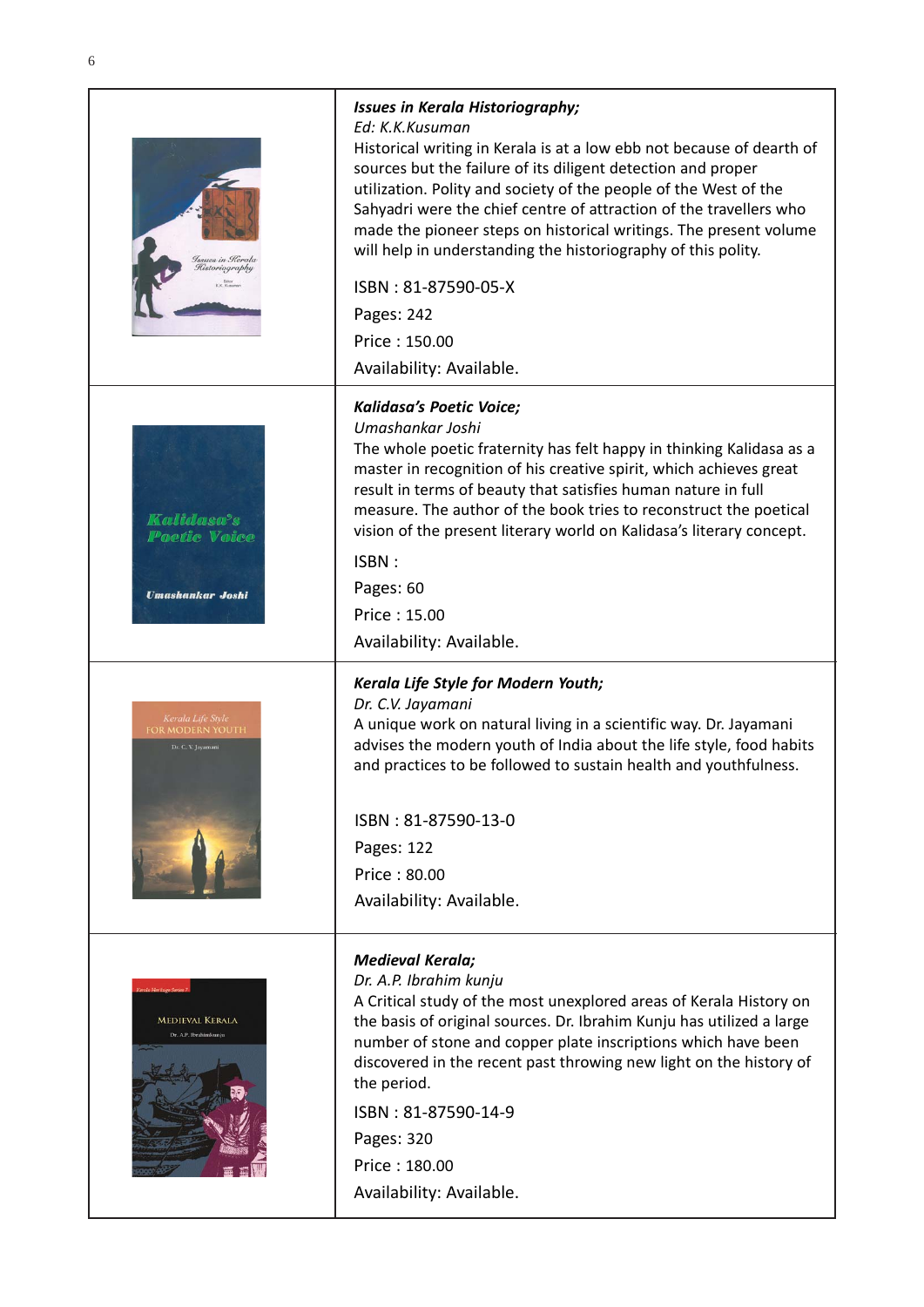***Issues in Kerala Historiography;***
*Ed: K.K.Kusuman*
Historical writing in Kerala is at a low ebb not because of dearth of sources but the failure of its diligent detection and proper utilization. Polity and society of the people of the West of the Sahyadri were the chief centre of attraction of the travellers who made the pioneer steps on historical writings. The present volume will help in understanding the historiography of this polity.

ISBN : 81-87590-05-X

Pages: 242

Price : 150.00

Availability: Available.

***Kalidasa's Poetic Voice;***
*Umashankar Joshi*
The whole poetic fraternity has felt happy in thinking Kalidasa as a master in recognition of his creative spirit, which achieves great result in terms of beauty that satisfies human nature in full measure. The author of the book tries to reconstruct the poetical vision of the present literary world on Kalidasa's literary concept.

ISBN :

Pages: 60

Price : 15.00

Availability: Available.

***Kerala Life Style for Modern Youth;***
*Dr. C.V. Jayamani*
A unique work on natural living in a scientific way. Dr. Jayamani advises the modern youth of India about the life style, food habits and practices to be followed to sustain health and youthfulness.

ISBN : 81-87590-13-0

Pages: 122

Price : 80.00

Availability: Available.

***Medieval Kerala;***
*Dr. A.P. Ibrahim kunju*
A Critical study of the most unexplored areas of Kerala History on the basis of original sources. Dr. Ibrahim Kunju has utilized a large number of stone and copper plate inscriptions which have been discovered in the recent past throwing new light on the history of the period.

ISBN : 81-87590-14-9

Pages: 320

Price : 180.00

Availability: Available.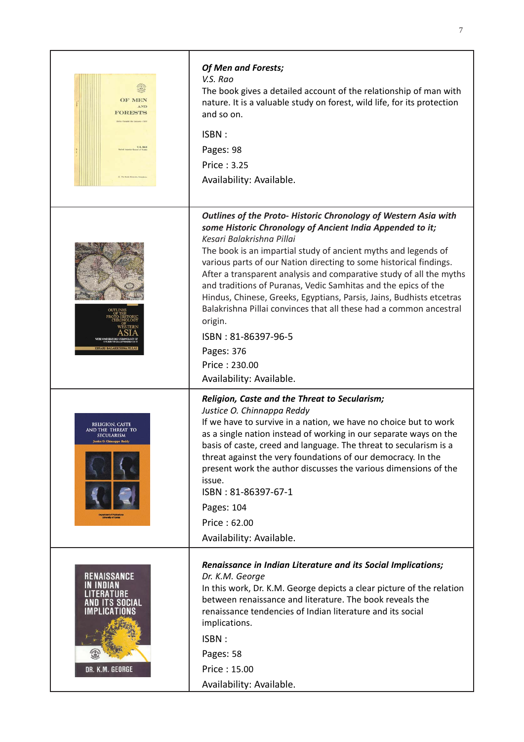***Of Men and Forests;***
*V.S. Rao*
The book gives a detailed account of the relationship of man with nature. It is a valuable study on forest, wild life, for its protection and so on.

ISBN :

Pages: 98

Price : 3.25

Availability: Available.

***Outlines of the Proto- Historic Chronology of Western Asia with some Historic Chronology of Ancient India Appended to it;***
*Kesari Balakrishna Pillai*
The book is an impartial study of ancient myths and legends of various parts of our Nation directing to some historical findings. After a transparent analysis and comparative study of all the myths and traditions of Puranas, Vedic Samhitas and the epics of the Hindus, Chinese, Greeks, Egyptians, Parsis, Jains, Budhists etcetras Balakrishna Pillai convinces that all these had a common ancestral origin.

ISBN : 81-86397-96-5

Pages: 376

Price : 230.00

Availability: Available.

***Religion, Caste and the Threat to Secularism;***
*Justice O. Chinnappa Reddy*
If we have to survive in a nation, we have no choice but to work as a single nation instead of working in our separate ways on the basis of caste, creed and language. The threat to secularism is a threat against the very foundations of our democracy. In the present work the author discusses the various dimensions of the issue.
ISBN : 81-86397-67-1

Pages: 104

Price : 62.00

Availability: Available.

***Renaissance in Indian Literature and its Social Implications;***
*Dr. K.M. George*
In this work, Dr. K.M. George depicts a clear picture of the relation between renaissance and literature. The book reveals the renaissance tendencies of Indian literature and its social implications.

ISBN :

Pages: 58

Price : 15.00

Availability: Available.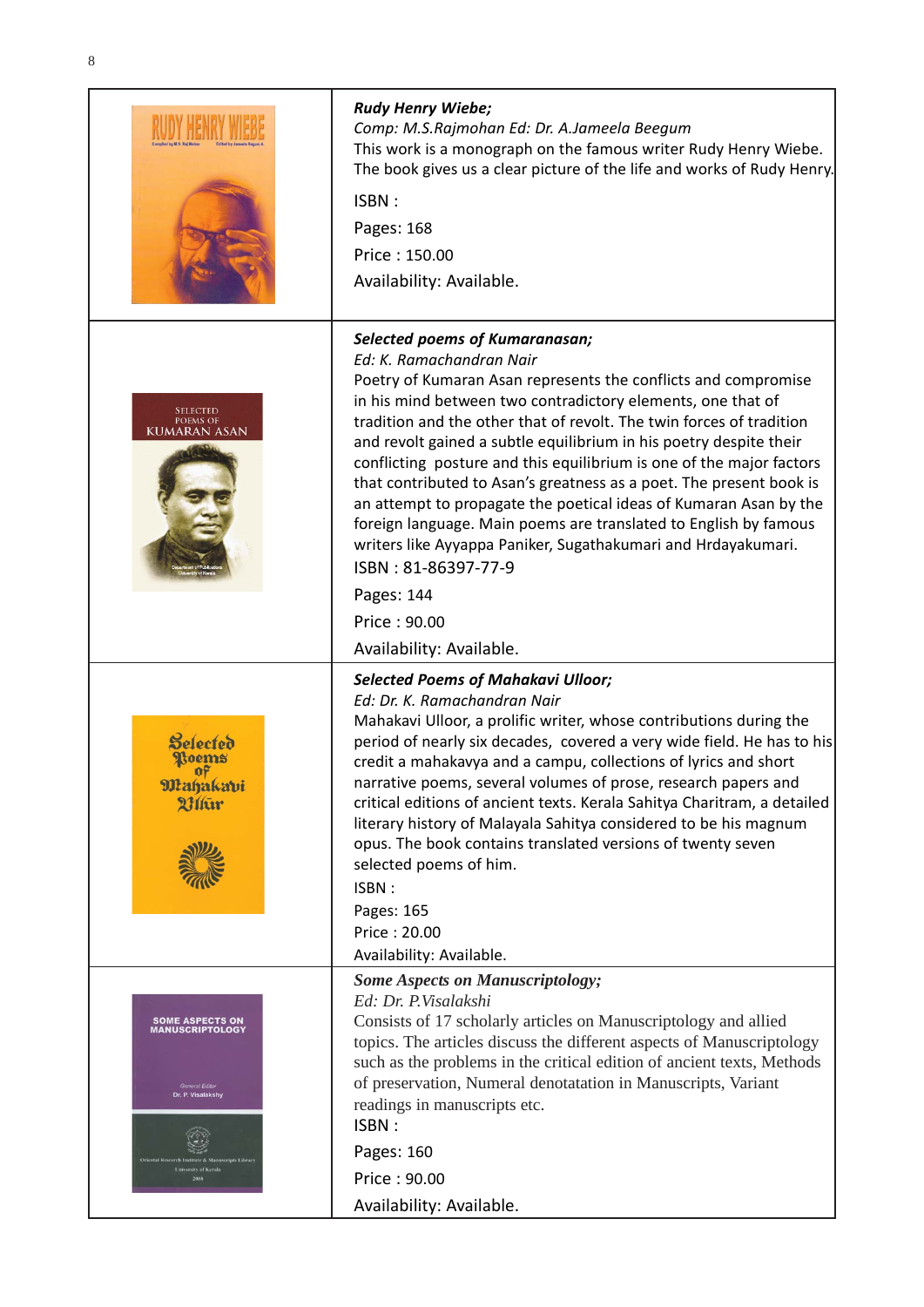| | |
|---|---|
| | ***Rudy Henry Wiebe;***<br>*Comp: M.S.Rajmohan Ed: Dr. A.Jameela Beegum*<br>This work is a monograph on the famous writer Rudy Henry Wiebe. The book gives us a clear picture of the life and works of Rudy Henry.<br>ISBN :<br>Pages: 168<br>Price : 150.00<br>Availability: Available. |
| | ***Selected poems of Kumaranasan;***<br>*Ed: K. Ramachandran Nair*<br>Poetry of Kumaran Asan represents the conflicts and compromise in his mind between two contradictory elements, one that of tradition and the other that of revolt. The twin forces of tradition and revolt gained a subtle equilibrium in his poetry despite their conflicting posture and this equilibrium is one of the major factors that contributed to Asan's greatness as a poet. The present book is an attempt to propagate the poetical ideas of Kumaran Asan by the foreign language. Main poems are translated to English by famous writers like Ayyappa Paniker, Sugathakumari and Hrdayakumari.<br>ISBN : 81-86397-77-9<br>Pages: 144<br>Price : 90.00<br>Availability: Available. |
| | ***Selected Poems of Mahakavi Ulloor;***<br>*Ed: Dr. K. Ramachandran Nair*<br>Mahakavi Ulloor, a prolific writer, whose contributions during the period of nearly six decades, covered a very wide field. He has to his credit a mahakavya and a campu, collections of lyrics and short narrative poems, several volumes of prose, research papers and critical editions of ancient texts. Kerala Sahitya Charitram, a detailed literary history of Malayala Sahitya considered to be his magnum opus. The book contains translated versions of twenty seven selected poems of him.<br>ISBN :<br>Pages: 165<br>Price : 20.00<br>Availability: Available. |
| | ***Some Aspects on Manuscriptology;***<br>*Ed: Dr. P.Visalakshi*<br>Consists of 17 scholarly articles on Manuscriptology and allied topics. The articles discuss the different aspects of Manuscriptology such as the problems in the critical edition of ancient texts, Methods of preservation, Numeral denotatation in Manuscripts, Variant readings in manuscripts etc.<br>ISBN :<br>Pages: 160<br>Price : 90.00<br>Availability: Available. |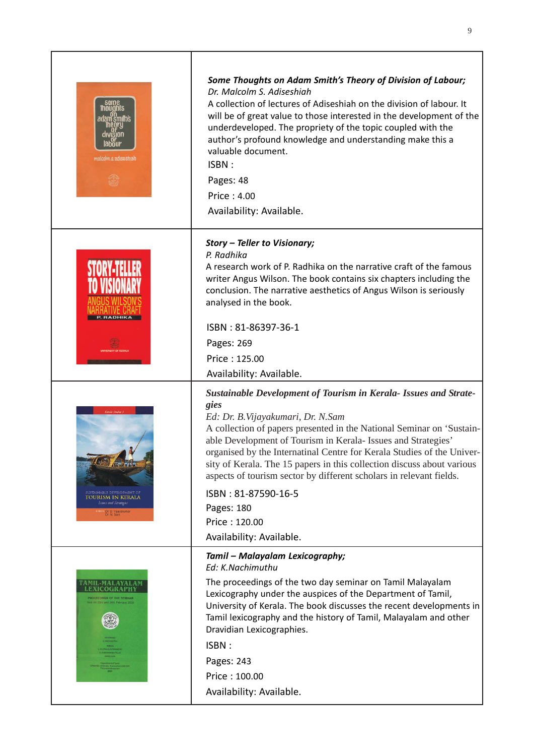***Some Thoughts on Adam Smith's Theory of Division of Labour;***
*Dr. Malcolm S. Adiseshiah*
A collection of lectures of Adiseshiah on the division of labour. It will be of great value to those interested in the development of the underdeveloped. The propriety of the topic coupled with the author's profound knowledge and understanding make this a valuable document.

ISBN :

Pages: 48

Price : 4.00

Availability: Available.

***Story – Teller to Visionary;***
*P. Radhika*
A research work of P. Radhika on the narrative craft of the famous writer Angus Wilson. The book contains six chapters including the conclusion. The narrative aesthetics of Angus Wilson is seriously analysed in the book.

ISBN : 81-86397-36-1

Pages: 269

Price : 125.00

Availability: Available.

***Sustainable Development of Tourism in Kerala- Issues and Strategies***
*Ed: Dr. B.Vijayakumari, Dr. N.Sam*
A collection of papers presented in the National Seminar on 'Sustainable Development of Tourism in Kerala- Issues and Strategies' organised by the Internatinal Centre for Kerala Studies of the University of Kerala. The 15 papers in this collection discuss about various aspects of tourism sector by different scholars in relevant fields.

ISBN : 81-87590-16-5

Pages: 180

Price : 120.00

Availability: Available.

***Tamil – Malayalam Lexicography;***
*Ed: K.Nachimuthu*
The proceedings of the two day seminar on Tamil Malayalam Lexicography under the auspices of the Department of Tamil, University of Kerala. The book discusses the recent developments in Tamil lexicography and the history of Tamil, Malayalam and other Dravidian Lexicographies.

ISBN :

Pages: 243

Price : 100.00

Availability: Available.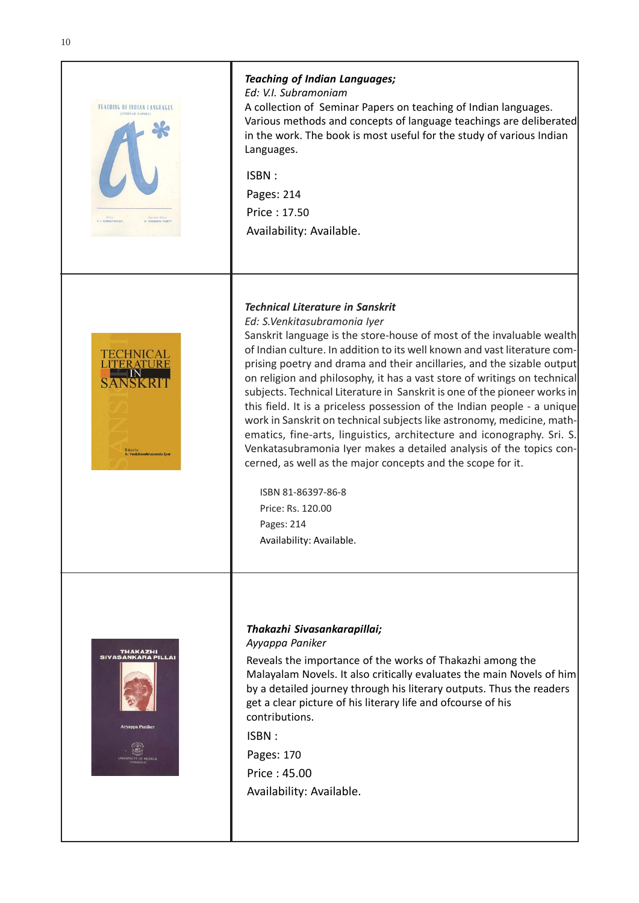***Teaching of Indian Languages;***
*Ed: V.I. Subramoniam*
A collection of Seminar Papers on teaching of Indian languages. Various methods and concepts of language teachings are deliberated in the work. The book is most useful for the study of various Indian Languages.

ISBN :
Pages: 214
Price : 17.50
Availability: Available.

***Technical Literature in Sanskrit***
*Ed: S.Venkitasubramonia Iyer*
Sanskrit language is the store-house of most of the invaluable wealth of Indian culture. In addition to its well known and vast literature comprising poetry and drama and their ancillaries, and the sizable output on religion and philosophy, it has a vast store of writings on technical subjects. Technical Literature in Sanskrit is one of the pioneer works in this field. It is a priceless possession of the Indian people - a unique work in Sanskrit on technical subjects like astronomy, medicine, mathematics, fine-arts, linguistics, architecture and iconography. Sri. S. Venkatasubramonia Iyer makes a detailed analysis of the topics concerned, as well as the major concepts and the scope for it.

ISBN 81-86397-86-8
Price: Rs. 120.00
Pages: 214
Availability: Available.

***Thakazhi Sivasankarapillai;***
*Ayyappa Paniker*
Reveals the importance of the works of Thakazhi among the Malayalam Novels. It also critically evaluates the main Novels of him by a detailed journey through his literary outputs. Thus the readers get a clear picture of his literary life and ofcourse of his contributions.

ISBN :
Pages: 170
Price : 45.00
Availability: Available.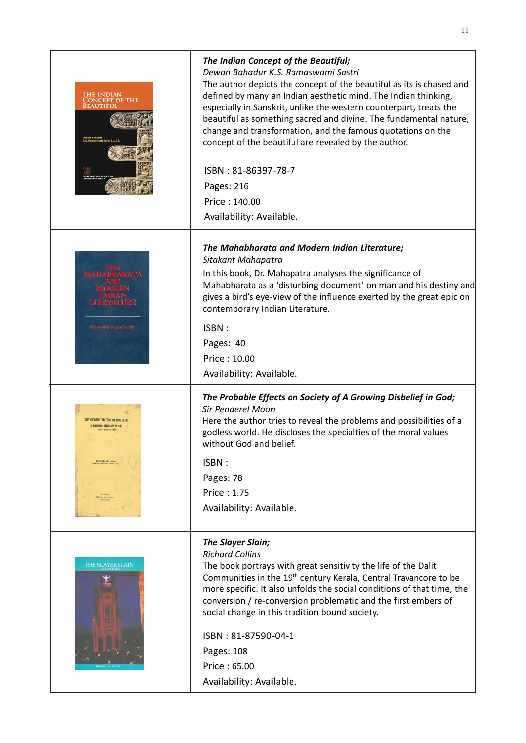***The Indian Concept of the Beautiful;***
*Dewan Bahadur K.S. Ramaswami Sastri*
The author depicts the concept of the beautiful as its is chased and defined by many an Indian aesthetic mind. The Indian thinking, especially in Sanskrit, unlike the western counterpart, treats the beautiful as something sacred and divine. The fundamental nature, change and transformation, and the famous quotations on the concept of the beautiful are revealed by the author.

ISBN : 81-86397-78-7
Pages: 216
Price : 140.00
Availability: Available.

---

***The Mahabharata and Modern Indian Literature;***
*Sitakant Mahapatra*
In this book, Dr. Mahapatra analyses the significance of Mahabharata as a 'disturbing document' on man and his destiny and gives a bird's eye-view of the influence exerted by the great epic on contemporary Indian Literature.

ISBN :
Pages: 40
Price : 10.00
Availability: Available.

---

***The Probable Effects on Society of A Growing Disbelief in God;***
*Sir Penderel Moon*
Here the author tries to reveal the problems and possibilities of a godless world. He discloses the specialties of the moral values without God and belief.

ISBN :
Pages: 78
Price : 1.75
Availability: Available.

---

***The Slayer Slain;***
*Richard Collins*
The book portrays with great sensitivity the life of the Dalit Communities in the 19th century Kerala, Central Travancore to be more specific. It also unfolds the social conditions of that time, the conversion / re-conversion problematic and the first embers of social change in this tradition bound society.

ISBN : 81-87590-04-1
Pages: 108
Price : 65.00
Availability: Available.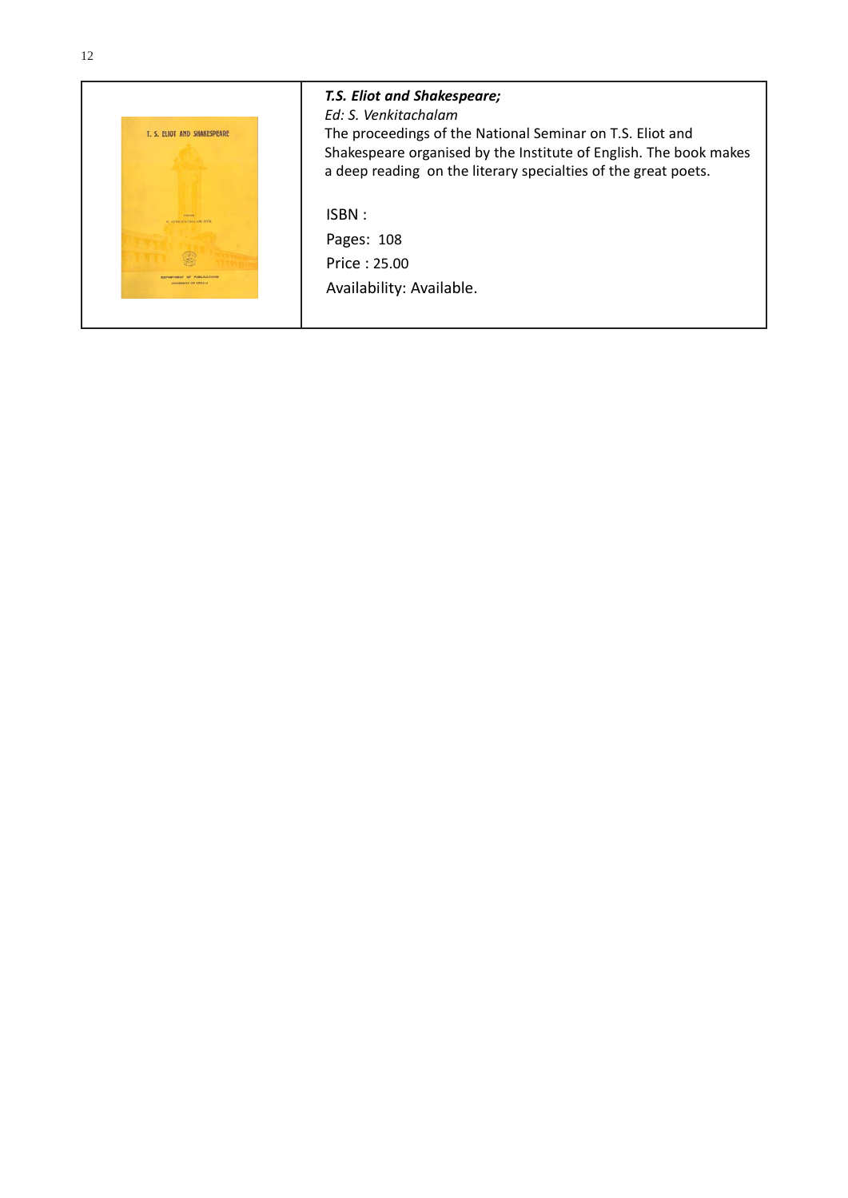***T.S. Eliot and Shakespeare;***

*Ed: S. Venkitachalam*

The proceedings of the National Seminar on T.S. Eliot and Shakespeare organised by the Institute of English. The book makes a deep reading on the literary specialties of the great poets.

ISBN :

Pages: 108

Price : 25.00

Availability: Available.